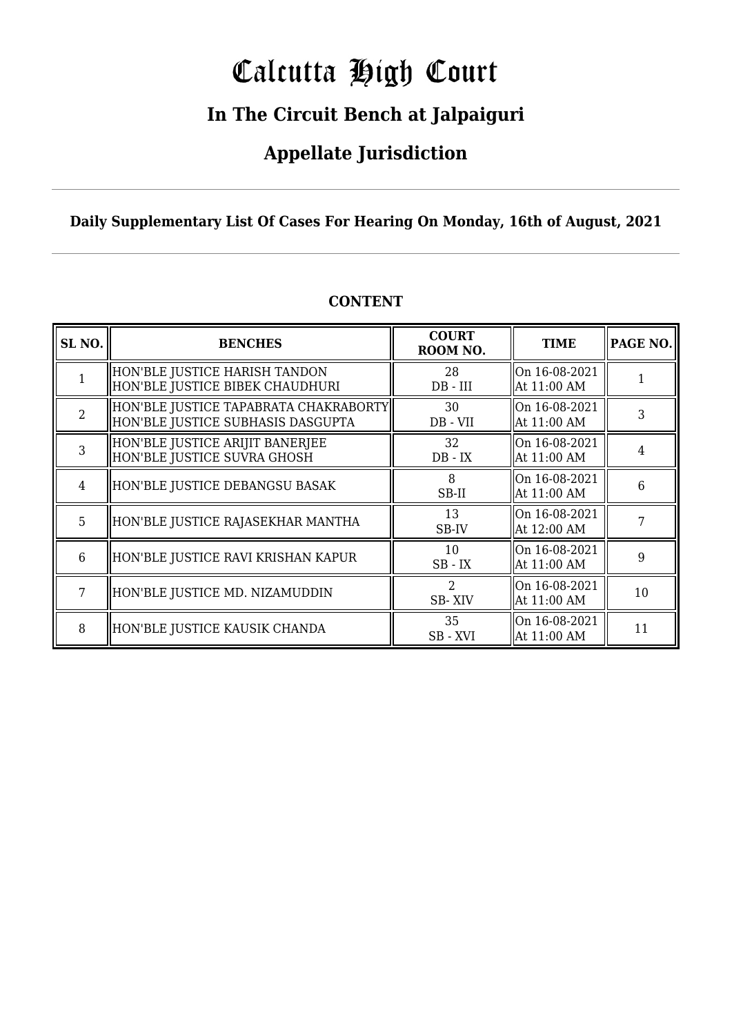# Calcutta High Court

## In The Circuit Bench at Jalpaiguri

## Appellate Jurisdiction

**Daily Supplementary List Of Cases For Hearing On Monday, 16th of August, 2021**

**CONTENT**

| SL NO. | BENCHES | COURT ROOM NO. | TIME | PAGE NO. |
|---|---|---|---|---|
| 1 | HON'BLE JUSTICE HARISH TANDON<br>HON'BLE JUSTICE BIBEK CHAUDHURI | 28<br>DB - III | On 16-08-2021<br>At 11:00 AM | 1 |
| 2 | HON'BLE JUSTICE TAPABRATA CHAKRABORTY<br>HON'BLE JUSTICE SUBHASIS DASGUPTA | 30<br>DB - VII | On 16-08-2021<br>At 11:00 AM | 3 |
| 3 | HON'BLE JUSTICE ARIJIT BANERJEE<br>HON'BLE JUSTICE SUVRA GHOSH | 32<br>DB - IX | On 16-08-2021<br>At 11:00 AM | 4 |
| 4 | HON'BLE JUSTICE DEBANGSU BASAK | 8<br>SB-II | On 16-08-2021<br>At 11:00 AM | 6 |
| 5 | HON'BLE JUSTICE RAJASEKHAR MANTHA | 13<br>SB-IV | On 16-08-2021<br>At 12:00 AM | 7 |
| 6 | HON'BLE JUSTICE RAVI KRISHAN KAPUR | 10<br>SB - IX | On 16-08-2021<br>At 11:00 AM | 9 |
| 7 | HON'BLE JUSTICE MD. NIZAMUDDIN | 2<br>SB- XIV | On 16-08-2021<br>At 11:00 AM | 10 |
| 8 | HON'BLE JUSTICE KAUSIK CHANDA | 35<br>SB - XVI | On 16-08-2021<br>At 11:00 AM | 11 |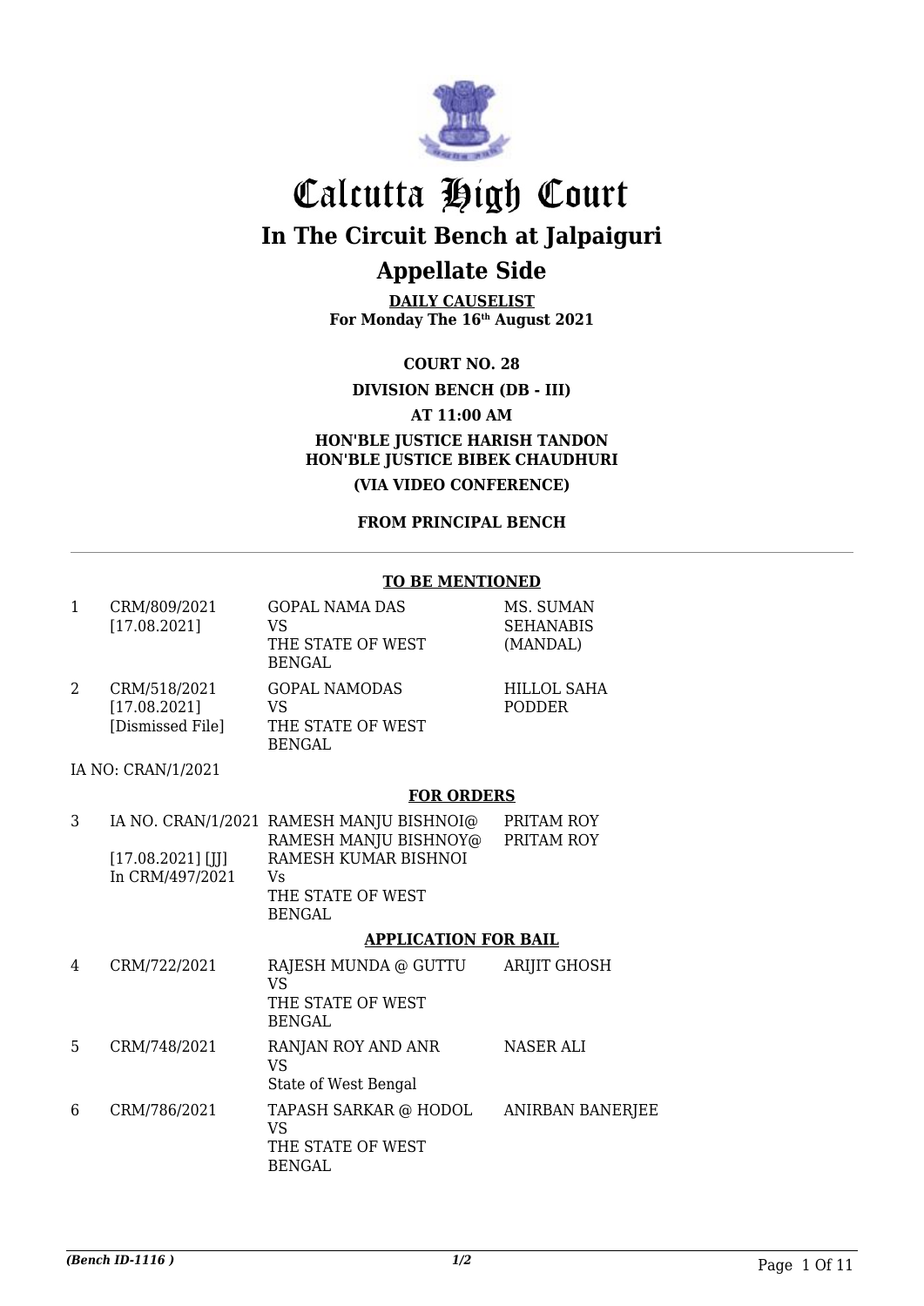# Calcutta High Court

## In The Circuit Bench at Jalpaiguri

## Appellate Side

**DAILY CAUSELIST**
**For Monday The 16th August 2021**

**COURT NO. 28**

**DIVISION BENCH (DB - III)**

**AT 11:00 AM**

**HON'BLE JUSTICE HARISH TANDON**
**HON'BLE JUSTICE BIBEK CHAUDHURI**

**(VIA VIDEO CONFERENCE)**

**FROM PRINCIPAL BENCH**

---

**TO BE MENTIONED**

| | | | |
|---|---|---|---|
| 1 | CRM/809/2021 [17.08.2021] | GOPAL NAMA DAS VS THE STATE OF WEST BENGAL | MS. SUMAN SEHANABIS (MANDAL) |
| 2 | CRM/518/2021 [17.08.2021] [Dismissed File] | GOPAL NAMODAS VS THE STATE OF WEST BENGAL | HILLOL SAHA PODDER |

IA NO: CRAN/1/2021

**FOR ORDERS**

| | | | |
|---|---|---|---|
| 3 | IA NO. CRAN/1/2021 [17.08.2021] [JJ] In CRM/497/2021 | RAMESH MANJU BISHNOI@ RAMESH MANJU BISHNOY@ RAMESH KUMAR BISHNOI Vs THE STATE OF WEST BENGAL | PRITAM ROY PRITAM ROY |

**APPLICATION FOR BAIL**

| | | | |
|---|---|---|---|
| 4 | CRM/722/2021 | RAJESH MUNDA @ GUTTU VS THE STATE OF WEST BENGAL | ARIJIT GHOSH |
| 5 | CRM/748/2021 | RANJAN ROY AND ANR VS State of West Bengal | NASER ALI |
| 6 | CRM/786/2021 | TAPASH SARKAR @ HODOL VS THE STATE OF WEST BENGAL | ANIRBAN BANERJEE |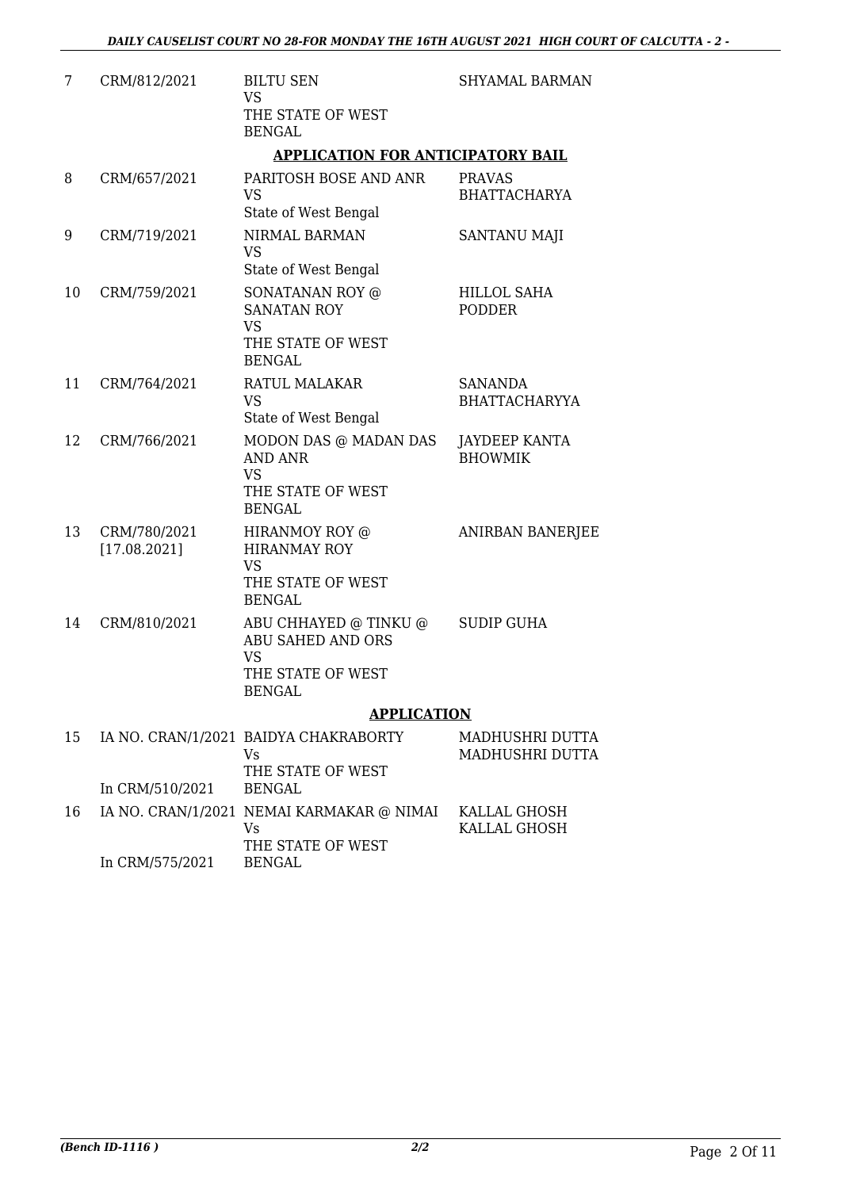| 7 | CRM/812/2021 | BILTU SEN<br>VS<br>THE STATE OF WEST BENGAL | SHYAMAL BARMAN |
|---|---|---|---|

**APPLICATION FOR ANTICIPATORY BAIL**

| | | | |
|---|---|---|---|
| 8 | CRM/657/2021 | PARITOSH BOSE AND ANR<br>VS<br>State of West Bengal | PRAVAS BHATTACHARYA |
| 9 | CRM/719/2021 | NIRMAL BARMAN<br>VS<br>State of West Bengal | SANTANU MAJI |
| 10 | CRM/759/2021 | SONATANAN ROY @ SANATAN ROY<br>VS<br>THE STATE OF WEST BENGAL | HILLOL SAHA PODDER |
| 11 | CRM/764/2021 | RATUL MALAKAR<br>VS<br>State of West Bengal | SANANDA BHATTACHARYYA |
| 12 | CRM/766/2021 | MODON DAS @ MADAN DAS AND ANR<br>VS<br>THE STATE OF WEST BENGAL | JAYDEEP KANTA BHOWMIK |
| 13 | CRM/780/2021<br>[17.08.2021] | HIRANMOY ROY @ HIRANMAY ROY<br>VS<br>THE STATE OF WEST BENGAL | ANIRBAN BANERJEE |
| 14 | CRM/810/2021 | ABU CHHAYED @ TINKU @ ABU SAHED AND ORS<br>VS<br>THE STATE OF WEST BENGAL | SUDIP GUHA |

**APPLICATION**

| | | | |
|---|---|---|---|
| 15 | IA NO. CRAN/1/2021<br>In CRM/510/2021 | BAIDYA CHAKRABORTY<br>Vs<br>THE STATE OF WEST BENGAL | MADHUSHRI DUTTA<br>MADHUSHRI DUTTA |
| 16 | IA NO. CRAN/1/2021<br>In CRM/575/2021 | NEMAI KARMAKAR @ NIMAI<br>Vs<br>THE STATE OF WEST BENGAL | KALLAL GHOSH<br>KALLAL GHOSH |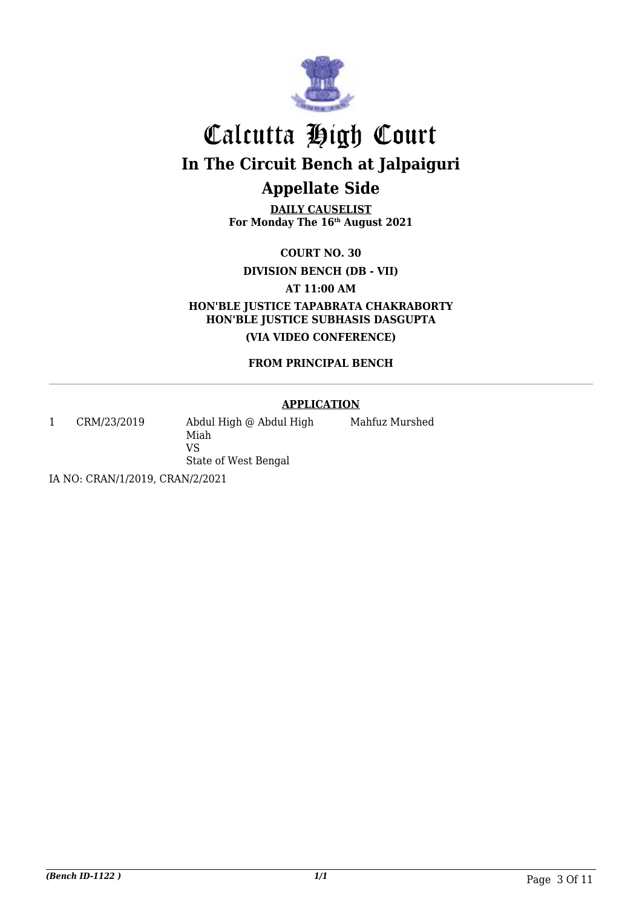# Calcutta High Court

## In The Circuit Bench at Jalpaiguri

## Appellate Side

**DAILY CAUSELIST**
**For Monday The 16th August 2021**

**COURT NO. 30**

**DIVISION BENCH (DB - VII)**

**AT 11:00 AM**

**HON'BLE JUSTICE TAPABRATA CHAKRABORTY**
**HON'BLE JUSTICE SUBHASIS DASGUPTA**

**(VIA VIDEO CONFERENCE)**

**FROM PRINCIPAL BENCH**

---

**APPLICATION**

| | | | |
|---|---|---|---|
| 1 | CRM/23/2019 | Abdul High @ Abdul High Miah<br>VS<br>State of West Bengal | Mahfuz Murshed |

IA NO: CRAN/1/2019, CRAN/2/2021

*(Bench ID-1122 )*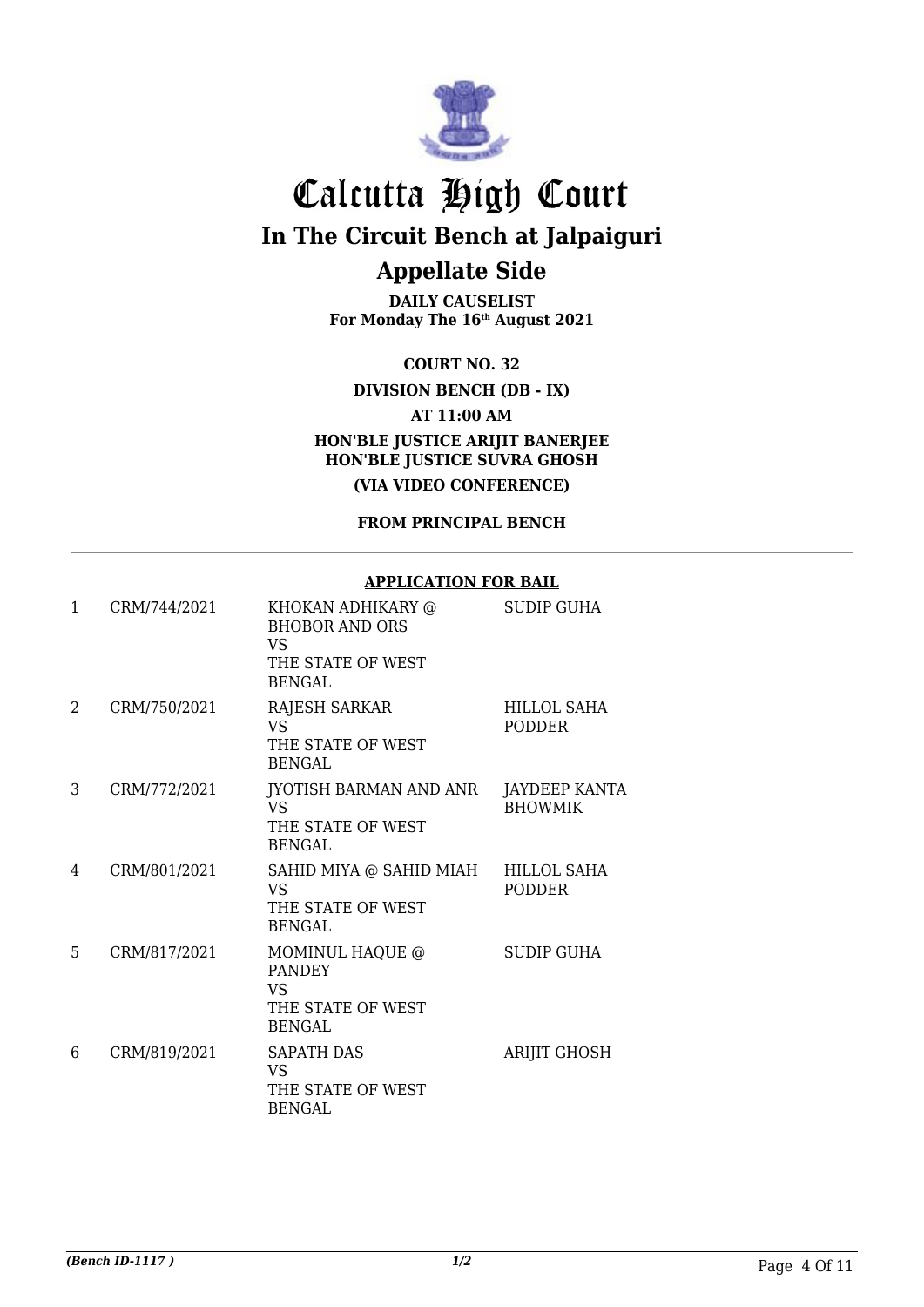# Calcutta High Court

## In The Circuit Bench at Jalpaiguri

## Appellate Side

**DAILY CAUSELIST**
**For Monday The 16th August 2021**

**COURT NO. 32**

**DIVISION BENCH (DB - IX)**

**AT 11:00 AM**

**HON'BLE JUSTICE ARIJIT BANERJEE**
**HON'BLE JUSTICE SUVRA GHOSH**

**(VIA VIDEO CONFERENCE)**

**FROM PRINCIPAL BENCH**

**APPLICATION FOR BAIL**

| | | | |
|---|---|---|---|
| 1 | CRM/744/2021 | KHOKAN ADHIKARY @ BHOBOR AND ORS VS THE STATE OF WEST BENGAL | SUDIP GUHA |
| 2 | CRM/750/2021 | RAJESH SARKAR VS THE STATE OF WEST BENGAL | HILLOL SAHA PODDER |
| 3 | CRM/772/2021 | JYOTISH BARMAN AND ANR VS THE STATE OF WEST BENGAL | JAYDEEP KANTA BHOWMIK |
| 4 | CRM/801/2021 | SAHID MIYA @ SAHID MIAH VS THE STATE OF WEST BENGAL | HILLOL SAHA PODDER |
| 5 | CRM/817/2021 | MOMINUL HAQUE @ PANDEY VS THE STATE OF WEST BENGAL | SUDIP GUHA |
| 6 | CRM/819/2021 | SAPATH DAS VS THE STATE OF WEST BENGAL | ARIJIT GHOSH |

*(Bench ID-1117 )* 1/2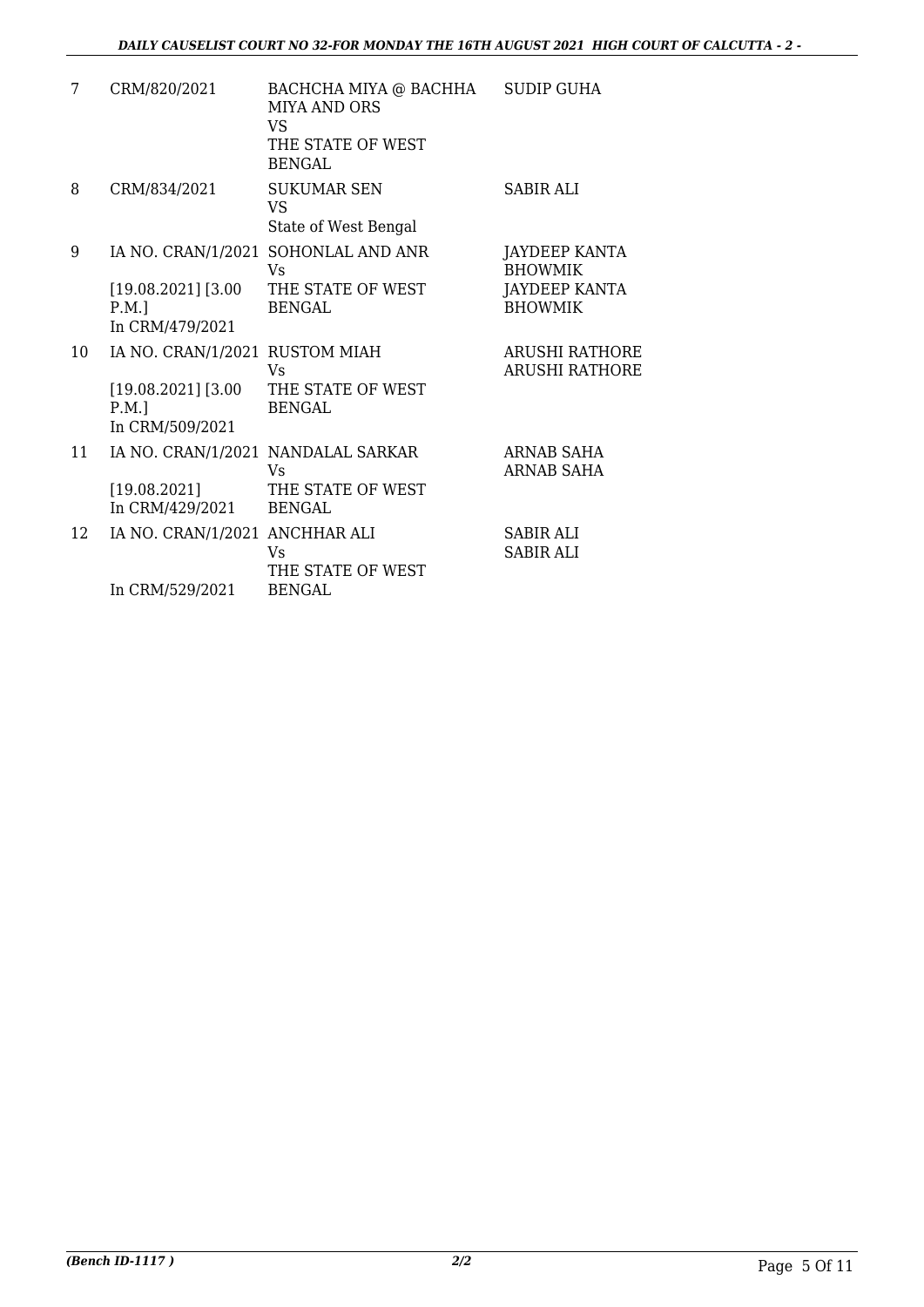| | | | |
|---|---|---|---|
| 7 | CRM/820/2021 | BACHCHA MIYA @ BACHHA MIYA AND ORS<br>VS<br>THE STATE OF WEST BENGAL | SUDIP GUHA |
| 8 | CRM/834/2021 | SUKUMAR SEN<br>VS<br>State of West Bengal | SABIR ALI |
| 9 | IA NO. CRAN/1/2021<br>[19.08.2021] [3.00 P.M.]<br>In CRM/479/2021 | SOHONLAL AND ANR<br>Vs<br>THE STATE OF WEST BENGAL | JAYDEEP KANTA BHOWMIK<br>JAYDEEP KANTA BHOWMIK |
| 10 | IA NO. CRAN/1/2021<br>[19.08.2021] [3.00 P.M.]<br>In CRM/509/2021 | RUSTOM MIAH<br>Vs<br>THE STATE OF WEST BENGAL | ARUSHI RATHORE<br>ARUSHI RATHORE |
| 11 | IA NO. CRAN/1/2021<br>[19.08.2021]<br>In CRM/429/2021 | NANDALAL SARKAR<br>Vs<br>THE STATE OF WEST BENGAL | ARNAB SAHA<br>ARNAB SAHA |
| 12 | IA NO. CRAN/1/2021<br>In CRM/529/2021 | ANCHHAR ALI<br>Vs<br>THE STATE OF WEST BENGAL | SABIR ALI<br>SABIR ALI |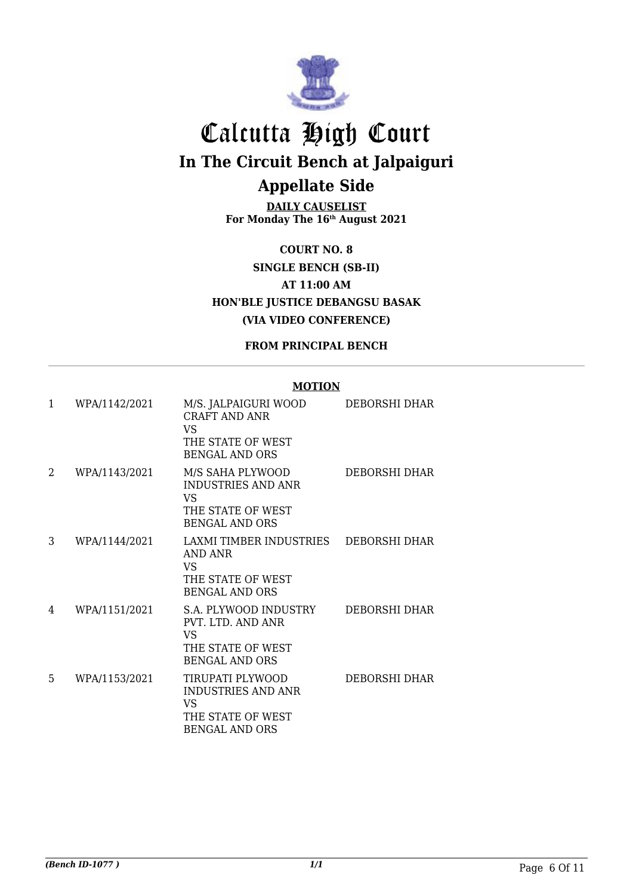# Calcutta High Court

## In The Circuit Bench at Jalpaiguri

## Appellate Side

**DAILY CAUSELIST**
**For Monday The 16th August 2021**

**COURT NO. 8**
**SINGLE BENCH (SB-II)**
**AT 11:00 AM**
**HON'BLE JUSTICE DEBANGSU BASAK**
**(VIA VIDEO CONFERENCE)**

**FROM PRINCIPAL BENCH**

---

**MOTION**

| | | | |
|---|---|---|---|
| 1 | WPA/1142/2021 | M/S. JALPAIGURI WOOD CRAFT AND ANR VS THE STATE OF WEST BENGAL AND ORS | DEBORSHI DHAR |
| 2 | WPA/1143/2021 | M/S SAHA PLYWOOD INDUSTRIES AND ANR VS THE STATE OF WEST BENGAL AND ORS | DEBORSHI DHAR |
| 3 | WPA/1144/2021 | LAXMI TIMBER INDUSTRIES AND ANR VS THE STATE OF WEST BENGAL AND ORS | DEBORSHI DHAR |
| 4 | WPA/1151/2021 | S.A. PLYWOOD INDUSTRY PVT. LTD. AND ANR VS THE STATE OF WEST BENGAL AND ORS | DEBORSHI DHAR |
| 5 | WPA/1153/2021 | TIRUPATI PLYWOOD INDUSTRIES AND ANR VS THE STATE OF WEST BENGAL AND ORS | DEBORSHI DHAR |

*(Bench ID-1077 )* 1/1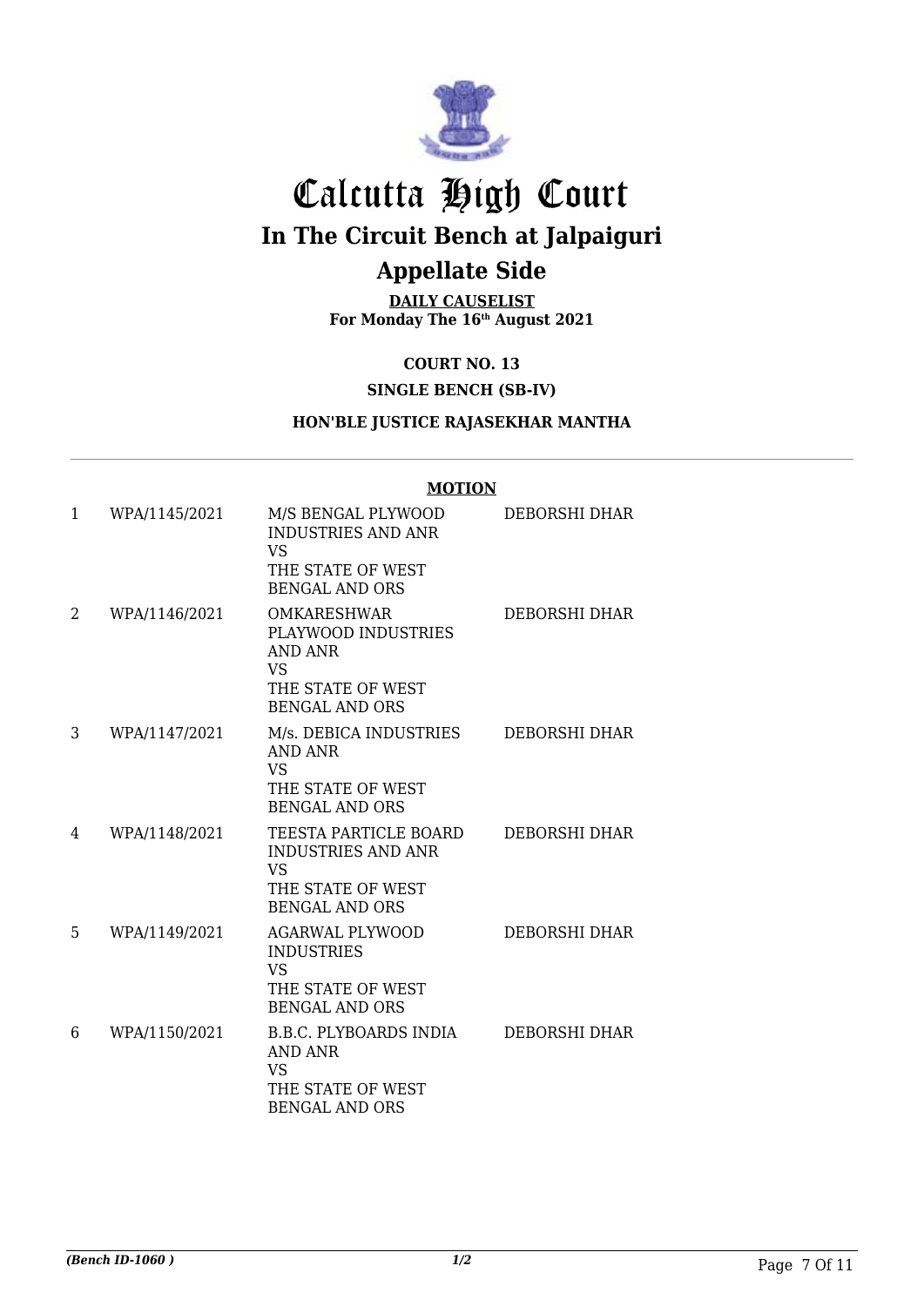# Calcutta High Court

## In The Circuit Bench at Jalpaiguri

## Appellate Side

**DAILY CAUSELIST**
**For Monday The 16th August 2021**

**COURT NO. 13**

**SINGLE BENCH (SB-IV)**

**HON'BLE JUSTICE RAJASEKHAR MANTHA**

**MOTION**

| | | | |
|---|---|---|---|
| 1 | WPA/1145/2021 | M/S BENGAL PLYWOOD INDUSTRIES AND ANR VS THE STATE OF WEST BENGAL AND ORS | DEBORSHI DHAR |
| 2 | WPA/1146/2021 | OMKARESHWAR PLAYWOOD INDUSTRIES AND ANR VS THE STATE OF WEST BENGAL AND ORS | DEBORSHI DHAR |
| 3 | WPA/1147/2021 | M/s. DEBICA INDUSTRIES AND ANR VS THE STATE OF WEST BENGAL AND ORS | DEBORSHI DHAR |
| 4 | WPA/1148/2021 | TEESTA PARTICLE BOARD INDUSTRIES AND ANR VS THE STATE OF WEST BENGAL AND ORS | DEBORSHI DHAR |
| 5 | WPA/1149/2021 | AGARWAL PLYWOOD INDUSTRIES VS THE STATE OF WEST BENGAL AND ORS | DEBORSHI DHAR |
| 6 | WPA/1150/2021 | B.B.C. PLYBOARDS INDIA AND ANR VS THE STATE OF WEST BENGAL AND ORS | DEBORSHI DHAR |

*(Bench ID-1060 )* *1/2*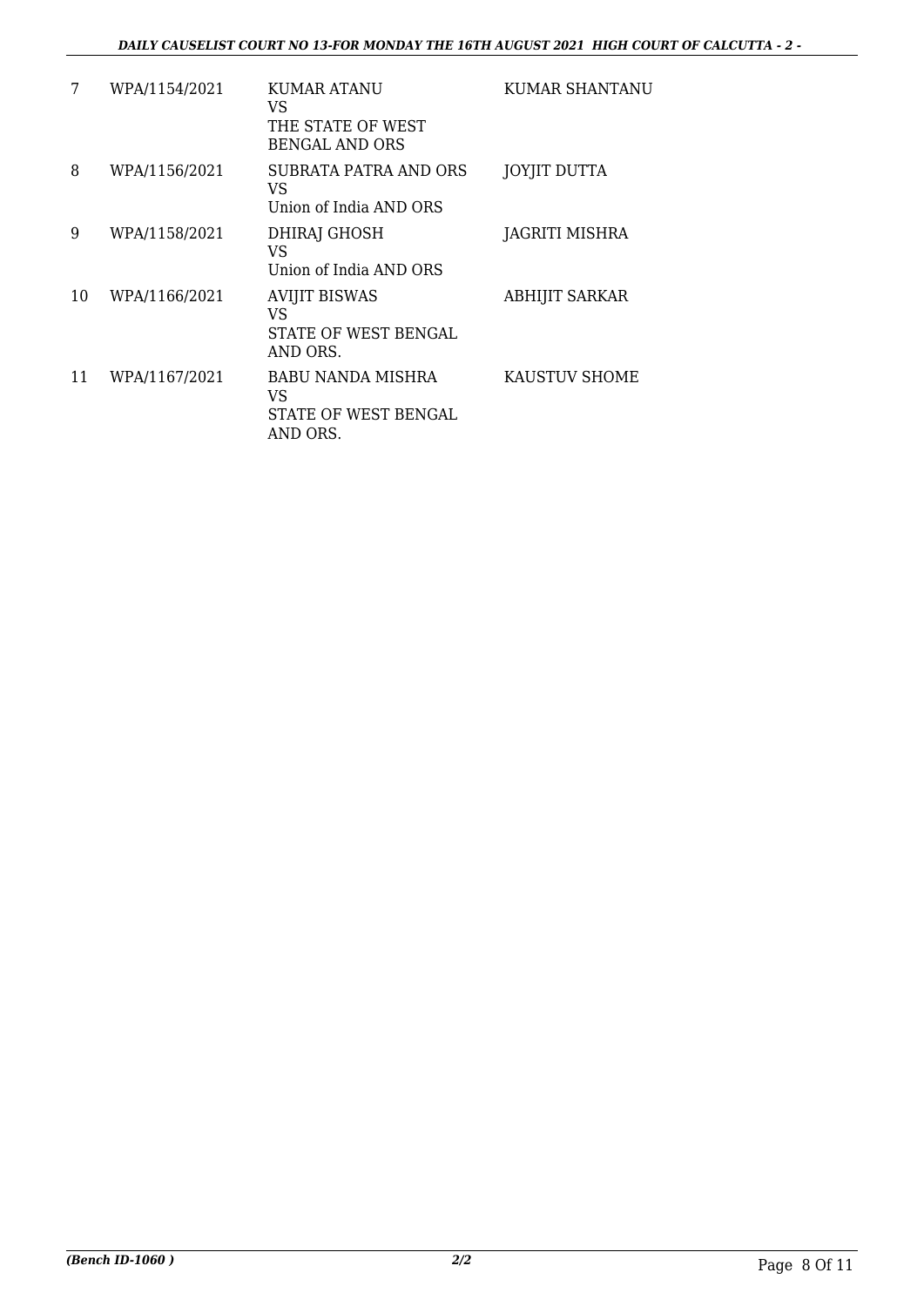| | | | |
|---|---|---|---|
| 7 | WPA/1154/2021 | KUMAR ATANU<br>VS<br>THE STATE OF WEST BENGAL AND ORS | KUMAR SHANTANU |
| 8 | WPA/1156/2021 | SUBRATA PATRA AND ORS<br>VS<br>Union of India AND ORS | JOYJIT DUTTA |
| 9 | WPA/1158/2021 | DHIRAJ GHOSH<br>VS<br>Union of India AND ORS | JAGRITI MISHRA |
| 10 | WPA/1166/2021 | AVIJIT BISWAS<br>VS<br>STATE OF WEST BENGAL AND ORS. | ABHIJIT SARKAR |
| 11 | WPA/1167/2021 | BABU NANDA MISHRA<br>VS<br>STATE OF WEST BENGAL AND ORS. | KAUSTUV SHOME |

*(Bench ID-1060 )* 2/2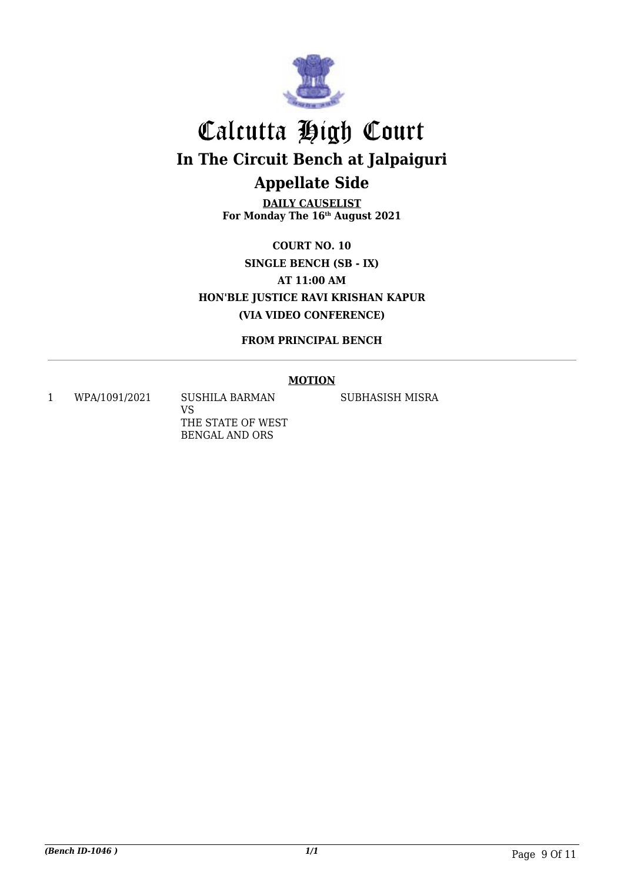# Calcutta High Court

## In The Circuit Bench at Jalpaiguri

## Appellate Side

**DAILY CAUSELIST**
**For Monday The 16th August 2021**

**COURT NO. 10**
**SINGLE BENCH (SB - IX)**
**AT 11:00 AM**
**HON'BLE JUSTICE RAVI KRISHAN KAPUR**
**(VIA VIDEO CONFERENCE)**

**FROM PRINCIPAL BENCH**

---

**MOTION**

| | | | |
|---|---|---|---|
| 1 | WPA/1091/2021 | SUSHILA BARMAN<br>VS<br>THE STATE OF WEST BENGAL AND ORS | SUBHASISH MISRA |

*(Bench ID-1046 )*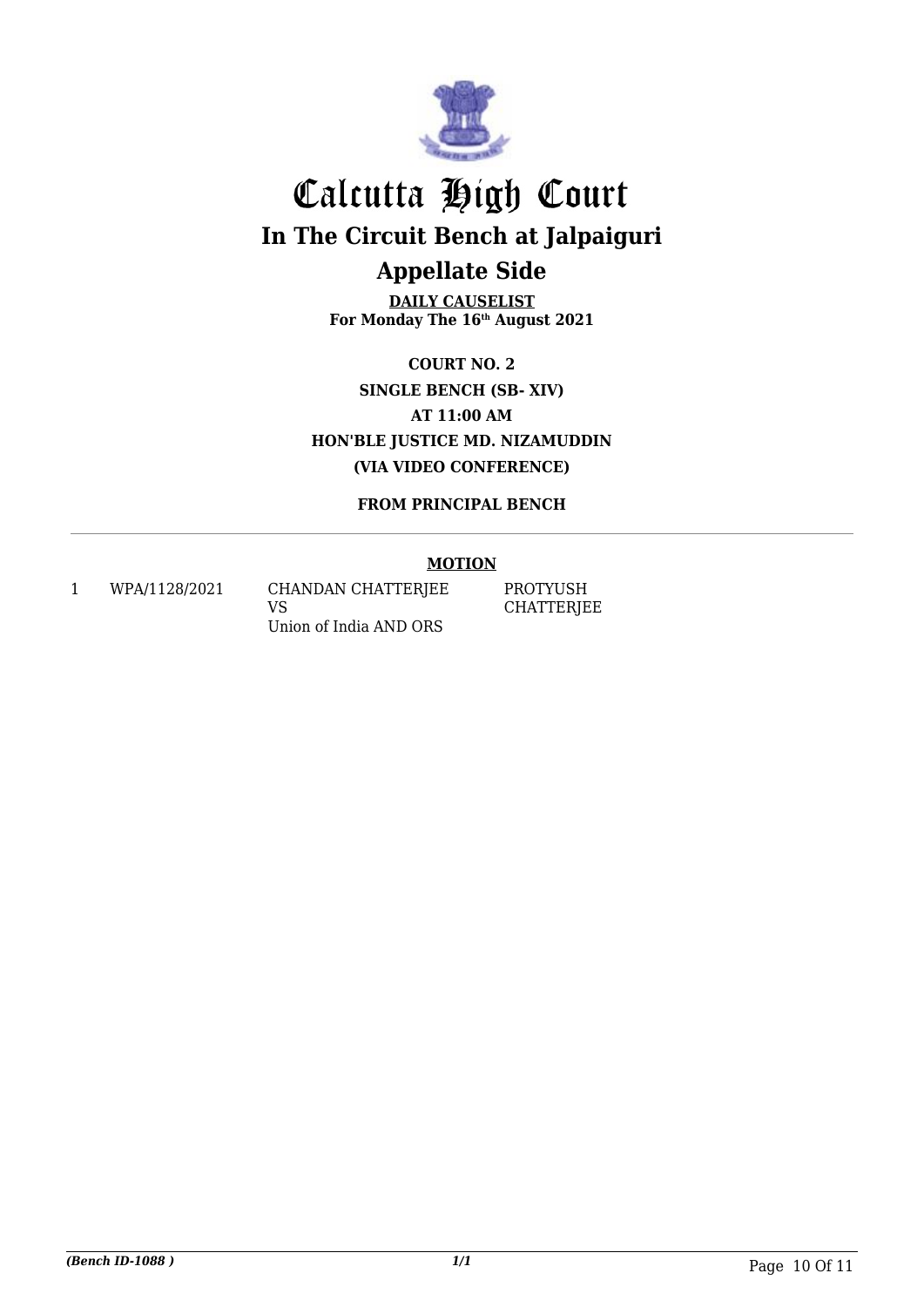# Calcutta High Court

## In The Circuit Bench at Jalpaiguri

## Appellate Side

**DAILY CAUSELIST**
**For Monday The 16th August 2021**

**COURT NO. 2**
**SINGLE BENCH (SB- XIV)**
**AT 11:00 AM**
**HON'BLE JUSTICE MD. NIZAMUDDIN**
**(VIA VIDEO CONFERENCE)**

**FROM PRINCIPAL BENCH**

**MOTION**

| | | | |
|---|---|---|---|
| 1 | WPA/1128/2021 | CHANDAN CHATTERJEE VS Union of India AND ORS | PROTYUSH CHATTERJEE |

*(Bench ID-1088 )* *1/1*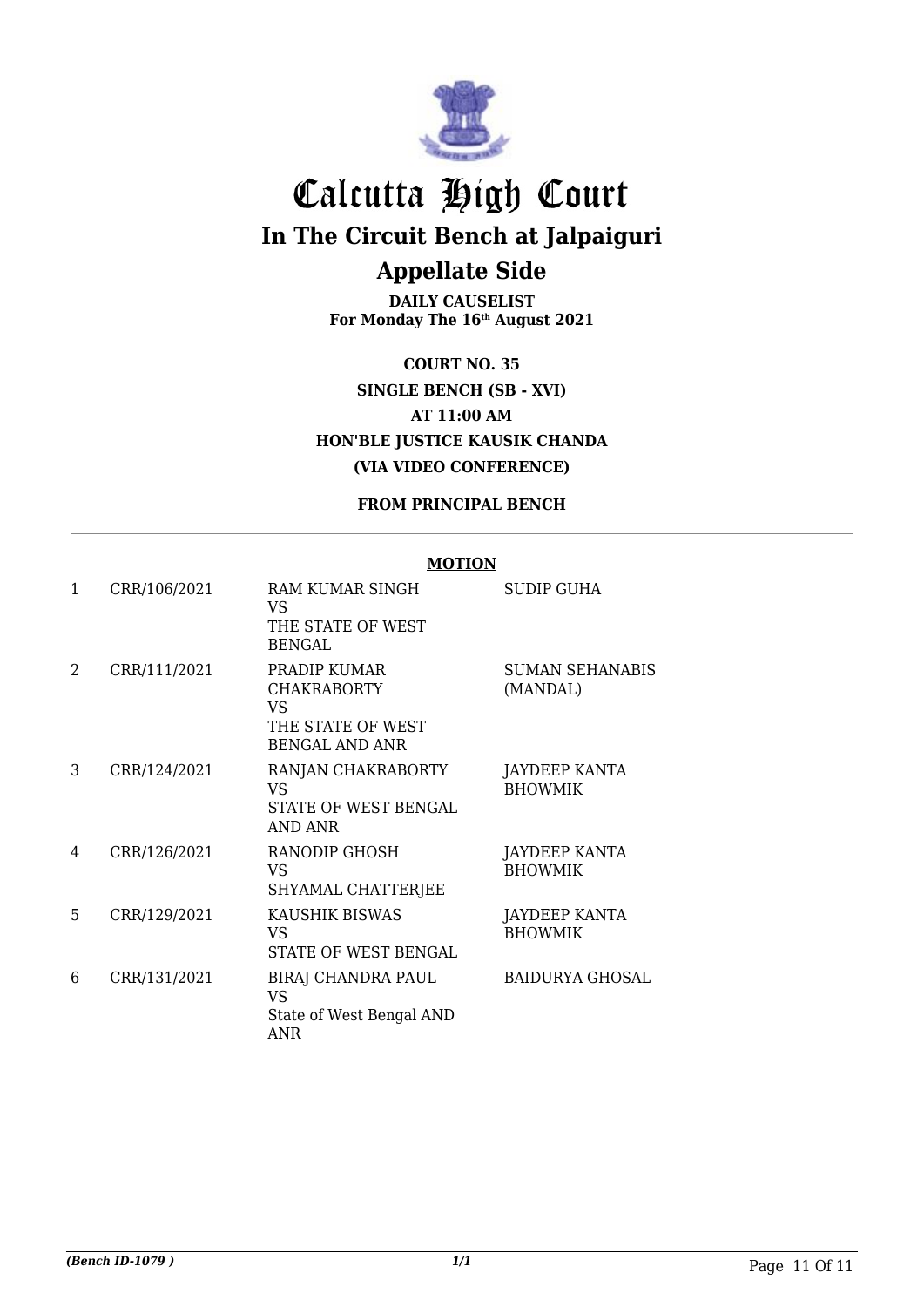# Calcutta High Court

## In The Circuit Bench at Jalpaiguri

## Appellate Side

**DAILY CAUSELIST**
**For Monday The 16th August 2021**

**COURT NO. 35**
**SINGLE BENCH (SB - XVI)**
**AT 11:00 AM**
**HON'BLE JUSTICE KAUSIK CHANDA**
**(VIA VIDEO CONFERENCE)**

**FROM PRINCIPAL BENCH**

**MOTION**

| | | | |
|---|---|---|---|
| 1 | CRR/106/2021 | RAM KUMAR SINGH<br>VS<br>THE STATE OF WEST BENGAL | SUDIP GUHA |
| 2 | CRR/111/2021 | PRADIP KUMAR CHAKRABORTY<br>VS<br>THE STATE OF WEST BENGAL AND ANR | SUMAN SEHANABIS (MANDAL) |
| 3 | CRR/124/2021 | RANJAN CHAKRABORTY<br>VS<br>STATE OF WEST BENGAL AND ANR | JAYDEEP KANTA BHOWMIK |
| 4 | CRR/126/2021 | RANODIP GHOSH<br>VS<br>SHYAMAL CHATTERJEE | JAYDEEP KANTA BHOWMIK |
| 5 | CRR/129/2021 | KAUSHIK BISWAS<br>VS<br>STATE OF WEST BENGAL | JAYDEEP KANTA BHOWMIK |
| 6 | CRR/131/2021 | BIRAJ CHANDRA PAUL<br>VS<br>State of West Bengal AND ANR | BAIDURYA GHOSAL |

*(Bench ID-1079 )* 1/1